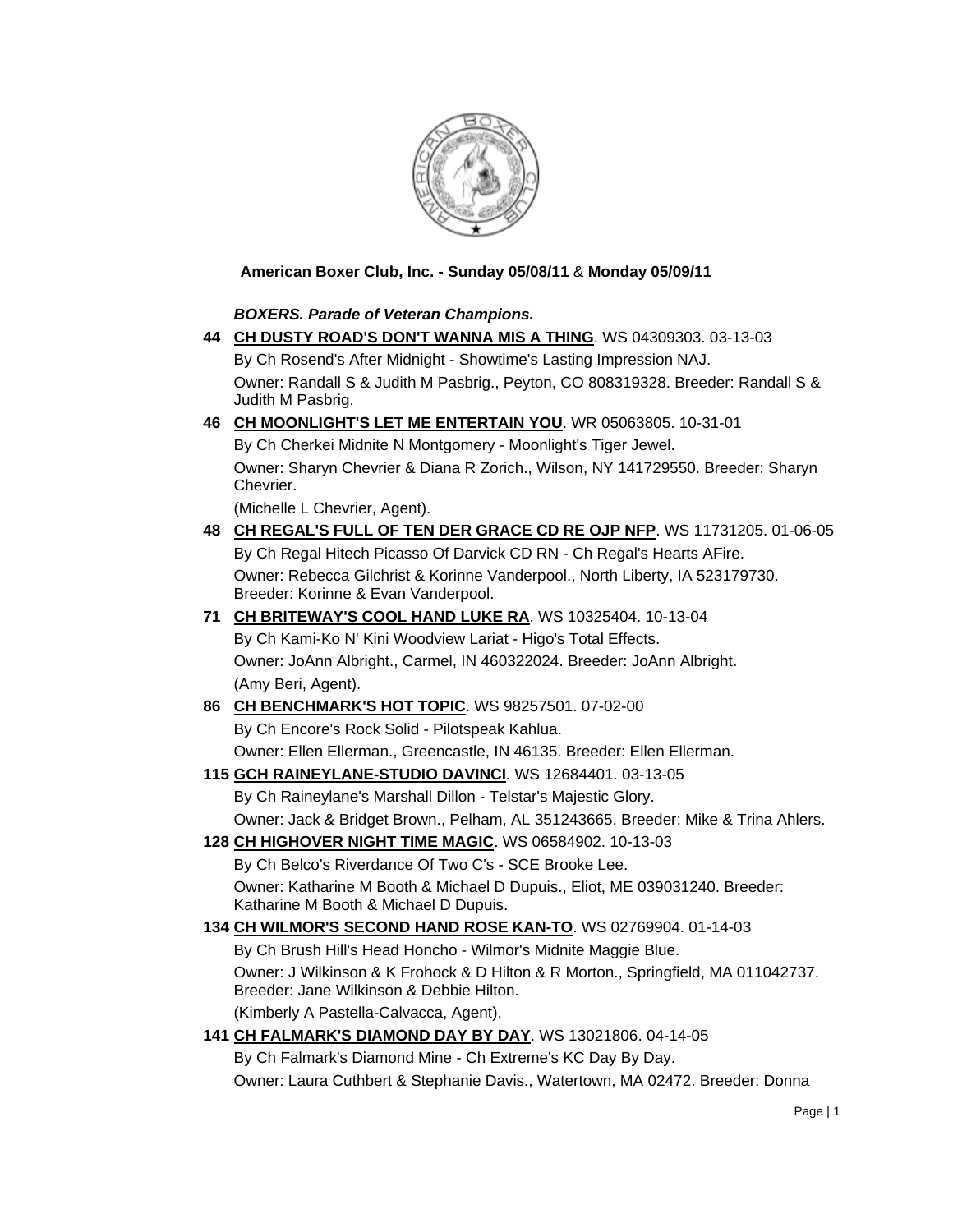**American Boxer Club, Inc. - Sunday 05/08/11** & **Monday 05/09/11**

***BOXERS. Parade of Veteran Champions.***

**44** **CH DUSTY ROAD'S DON'T WANNA MIS A THING**. WS 04309303. 03-13-03
By Ch Rosend's After Midnight - Showtime's Lasting Impression NAJ.
Owner: Randall S & Judith M Pasbrig., Peyton, CO 808319328. Breeder: Randall S & Judith M Pasbrig.

**46** **CH MOONLIGHT'S LET ME ENTERTAIN YOU**. WR 05063805. 10-31-01
By Ch Cherkei Midnite N Montgomery - Moonlight's Tiger Jewel.
Owner: Sharyn Chevrier & Diana R Zorich., Wilson, NY 141729550. Breeder: Sharyn Chevrier.
(Michelle L Chevrier, Agent).

**48** **CH REGAL'S FULL OF TEN DER GRACE CD RE OJP NFP**. WS 11731205. 01-06-05
By Ch Regal Hitech Picasso Of Darvick CD RN - Ch Regal's Hearts AFire.
Owner: Rebecca Gilchrist & Korinne Vanderpool., North Liberty, IA 523179730. Breeder: Korinne & Evan Vanderpool.

**71** **CH BRITEWAY'S COOL HAND LUKE RA**. WS 10325404. 10-13-04
By Ch Kami-Ko N' Kini Woodview Lariat - Higo's Total Effects.
Owner: JoAnn Albright., Carmel, IN 460322024. Breeder: JoAnn Albright.
(Amy Beri, Agent).

**86** **CH BENCHMARK'S HOT TOPIC**. WS 98257501. 07-02-00
By Ch Encore's Rock Solid - Pilotspeak Kahlua.
Owner: Ellen Ellerman., Greencastle, IN 46135. Breeder: Ellen Ellerman.

**115** **GCH RAINEYLANE-STUDIO DAVINCI**. WS 12684401. 03-13-05
By Ch Raineylane's Marshall Dillon - Telstar's Majestic Glory.
Owner: Jack & Bridget Brown., Pelham, AL 351243665. Breeder: Mike & Trina Ahlers.

**128** **CH HIGHOVER NIGHT TIME MAGIC**. WS 06584902. 10-13-03
By Ch Belco's Riverdance Of Two C's - SCE Brooke Lee.
Owner: Katharine M Booth & Michael D Dupuis., Eliot, ME 039031240. Breeder: Katharine M Booth & Michael D Dupuis.

**134** **CH WILMOR'S SECOND HAND ROSE KAN-TO**. WS 02769904. 01-14-03
By Ch Brush Hill's Head Honcho - Wilmor's Midnite Maggie Blue.
Owner: J Wilkinson & K Frohock & D Hilton & R Morton., Springfield, MA 011042737. Breeder: Jane Wilkinson & Debbie Hilton.
(Kimberly A Pastella-Calvacca, Agent).

**141** **CH FALMARK'S DIAMOND DAY BY DAY**. WS 13021806. 04-14-05
By Ch Falmark's Diamond Mine - Ch Extreme's KC Day By Day.
Owner: Laura Cuthbert & Stephanie Davis., Watertown, MA 02472. Breeder: Donna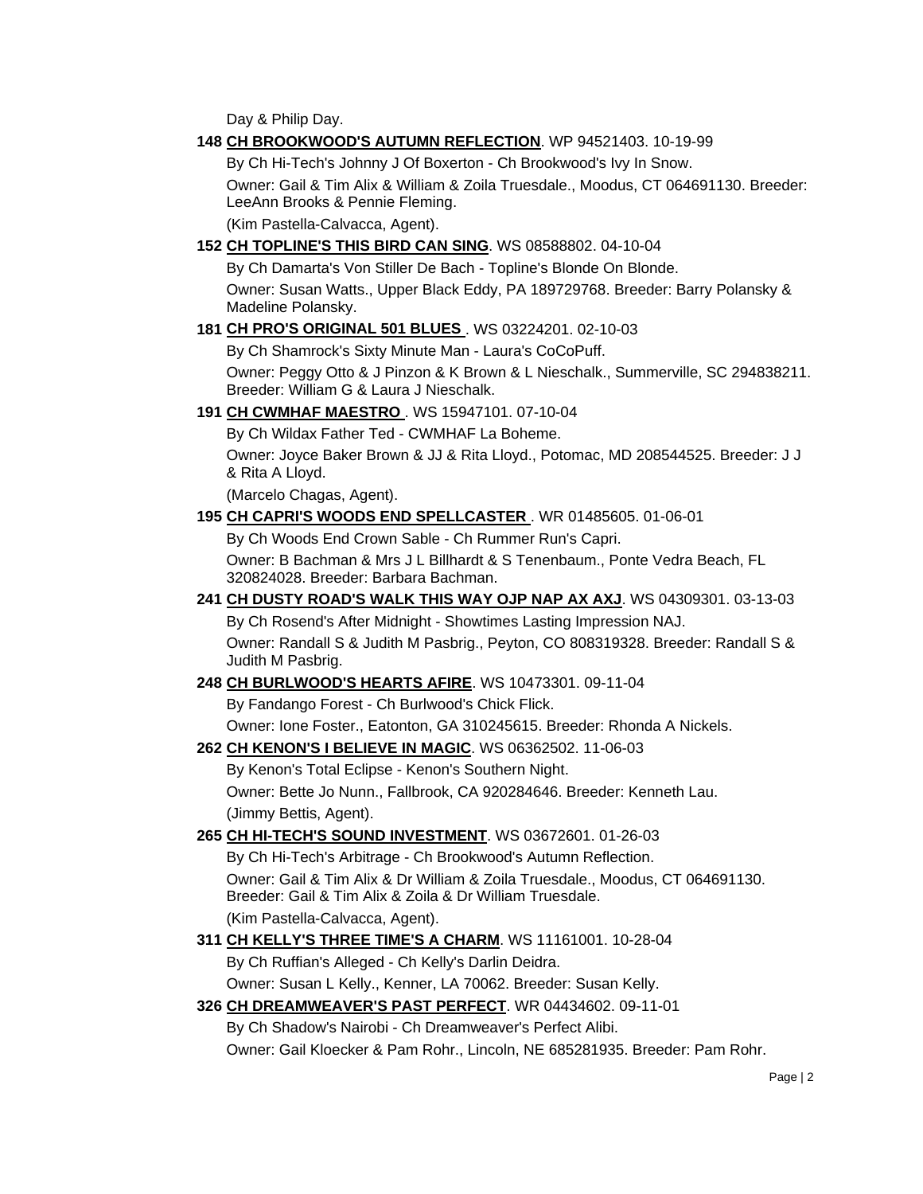Day & Philip Day.

**148** **<u>CH BROOKWOOD'S AUTUMN REFLECTION</u>**. WP 94521403. 10-19-99

By Ch Hi-Tech's Johnny J Of Boxerton - Ch Brookwood's Ivy In Snow.

Owner: Gail & Tim Alix & William & Zoila Truesdale., Moodus, CT 064691130. Breeder: LeeAnn Brooks & Pennie Fleming.

(Kim Pastella-Calvacca, Agent).

**152** **<u>CH TOPLINE'S THIS BIRD CAN SING</u>**. WS 08588802. 04-10-04

By Ch Damarta's Von Stiller De Bach - Topline's Blonde On Blonde.

Owner: Susan Watts., Upper Black Eddy, PA 189729768. Breeder: Barry Polansky & Madeline Polansky.

**181** **<u>CH PRO'S ORIGINAL 501 BLUES</u>** . WS 03224201. 02-10-03

By Ch Shamrock's Sixty Minute Man - Laura's CoCoPuff.

Owner: Peggy Otto & J Pinzon & K Brown & L Nieschalk., Summerville, SC 294838211. Breeder: William G & Laura J Nieschalk.

**191** **<u>CH CWMHAF MAESTRO</u>** . WS 15947101. 07-10-04

By Ch Wildax Father Ted - CWMHAF La Boheme.

Owner: Joyce Baker Brown & JJ & Rita Lloyd., Potomac, MD 208544525. Breeder: J J & Rita A Lloyd.

(Marcelo Chagas, Agent).

**195** **<u>CH CAPRI'S WOODS END SPELLCASTER</u>** . WR 01485605. 01-06-01

By Ch Woods End Crown Sable - Ch Rummer Run's Capri.

Owner: B Bachman & Mrs J L Billhardt & S Tenenbaum., Ponte Vedra Beach, FL 320824028. Breeder: Barbara Bachman.

**241** **<u>CH DUSTY ROAD'S WALK THIS WAY OJP NAP AX AXJ</u>**. WS 04309301. 03-13-03

By Ch Rosend's After Midnight - Showtimes Lasting Impression NAJ.

Owner: Randall S & Judith M Pasbrig., Peyton, CO 808319328. Breeder: Randall S & Judith M Pasbrig.

**248** **<u>CH BURLWOOD'S HEARTS AFIRE</u>**. WS 10473301. 09-11-04

By Fandango Forest - Ch Burlwood's Chick Flick.

Owner: Ione Foster., Eatonton, GA 310245615. Breeder: Rhonda A Nickels.

**262** **<u>CH KENON'S I BELIEVE IN MAGIC</u>**. WS 06362502. 11-06-03

By Kenon's Total Eclipse - Kenon's Southern Night.

Owner: Bette Jo Nunn., Fallbrook, CA 920284646. Breeder: Kenneth Lau.

(Jimmy Bettis, Agent).

**265** **<u>CH HI-TECH'S SOUND INVESTMENT</u>**. WS 03672601. 01-26-03

By Ch Hi-Tech's Arbitrage - Ch Brookwood's Autumn Reflection.

Owner: Gail & Tim Alix & Dr William & Zoila Truesdale., Moodus, CT 064691130. Breeder: Gail & Tim Alix & Zoila & Dr William Truesdale.

(Kim Pastella-Calvacca, Agent).

**311** **<u>CH KELLY'S THREE TIME'S A CHARM</u>**. WS 11161001. 10-28-04

By Ch Ruffian's Alleged - Ch Kelly's Darlin Deidra.

Owner: Susan L Kelly., Kenner, LA 70062. Breeder: Susan Kelly.

**326** **<u>CH DREAMWEAVER'S PAST PERFECT</u>**. WR 04434602. 09-11-01

By Ch Shadow's Nairobi - Ch Dreamweaver's Perfect Alibi.

Owner: Gail Kloecker & Pam Rohr., Lincoln, NE 685281935. Breeder: Pam Rohr.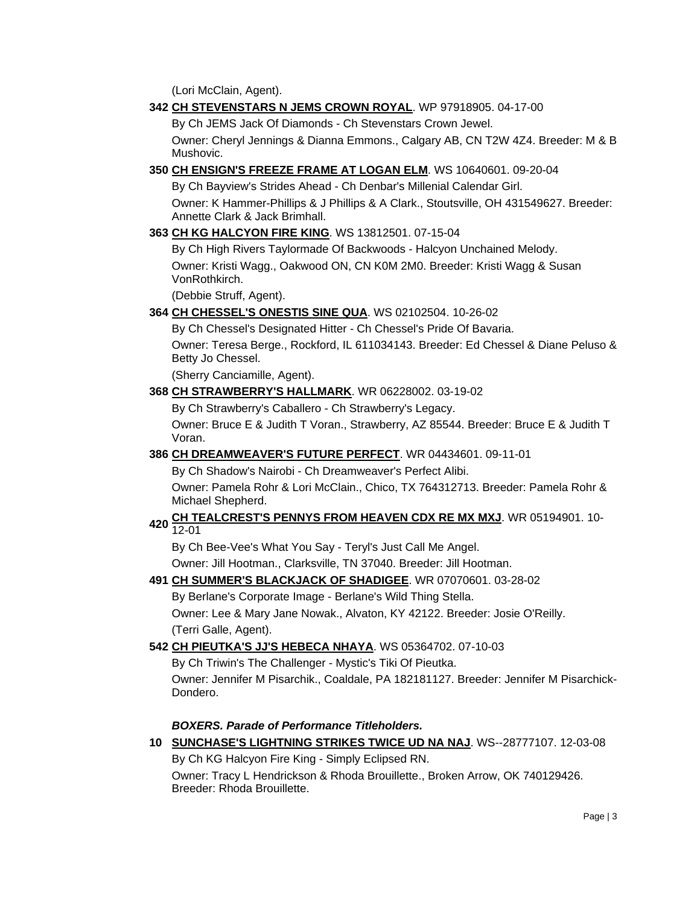(Lori McClain, Agent).

**342** **CH STEVENSTARS N JEMS CROWN ROYAL**. WP 97918905. 04-17-00

By Ch JEMS Jack Of Diamonds - Ch Stevenstars Crown Jewel.

Owner: Cheryl Jennings & Dianna Emmons., Calgary AB, CN T2W 4Z4. Breeder: M & B Mushovic.

**350** **CH ENSIGN'S FREEZE FRAME AT LOGAN ELM**. WS 10640601. 09-20-04

By Ch Bayview's Strides Ahead - Ch Denbar's Millenial Calendar Girl.

Owner: K Hammer-Phillips & J Phillips & A Clark., Stoutsville, OH 431549627. Breeder: Annette Clark & Jack Brimhall.

**363** **CH KG HALCYON FIRE KING**. WS 13812501. 07-15-04

By Ch High Rivers Taylormade Of Backwoods - Halcyon Unchained Melody.

Owner: Kristi Wagg., Oakwood ON, CN K0M 2M0. Breeder: Kristi Wagg & Susan VonRothkirch.

(Debbie Struff, Agent).

**364** **CH CHESSEL'S ONESTIS SINE QUA**. WS 02102504. 10-26-02

By Ch Chessel's Designated Hitter - Ch Chessel's Pride Of Bavaria.

Owner: Teresa Berge., Rockford, IL 611034143. Breeder: Ed Chessel & Diane Peluso & Betty Jo Chessel.

(Sherry Canciamille, Agent).

**368** **CH STRAWBERRY'S HALLMARK**. WR 06228002. 03-19-02

By Ch Strawberry's Caballero - Ch Strawberry's Legacy.

Owner: Bruce E & Judith T Voran., Strawberry, AZ 85544. Breeder: Bruce E & Judith T Voran.

**386** **CH DREAMWEAVER'S FUTURE PERFECT**. WR 04434601. 09-11-01

By Ch Shadow's Nairobi - Ch Dreamweaver's Perfect Alibi.

Owner: Pamela Rohr & Lori McClain., Chico, TX 764312713. Breeder: Pamela Rohr & Michael Shepherd.

**420** **CH TEALCREST'S PENNYS FROM HEAVEN CDX RE MX MXJ**. WR 05194901. 10-12-01

By Ch Bee-Vee's What You Say - Teryl's Just Call Me Angel.

Owner: Jill Hootman., Clarksville, TN 37040. Breeder: Jill Hootman.

**491** **CH SUMMER'S BLACKJACK OF SHADIGEE**. WR 07070601. 03-28-02

By Berlane's Corporate Image - Berlane's Wild Thing Stella.

Owner: Lee & Mary Jane Nowak., Alvaton, KY 42122. Breeder: Josie O'Reilly.

(Terri Galle, Agent).

**542** **CH PIEUTKA'S JJ'S HEBECA NHAYA**. WS 05364702. 07-10-03

By Ch Triwin's The Challenger - Mystic's Tiki Of Pieutka.

Owner: Jennifer M Pisarchik., Coaldale, PA 182181127. Breeder: Jennifer M Pisarchick-Dondero.

***BOXERS. Parade of Performance Titleholders.***

**10** **SUNCHASE'S LIGHTNING STRIKES TWICE UD NA NAJ**. WS--28777107. 12-03-08

By Ch KG Halcyon Fire King - Simply Eclipsed RN.

Owner: Tracy L Hendrickson & Rhoda Brouillette., Broken Arrow, OK 740129426. Breeder: Rhoda Brouillette.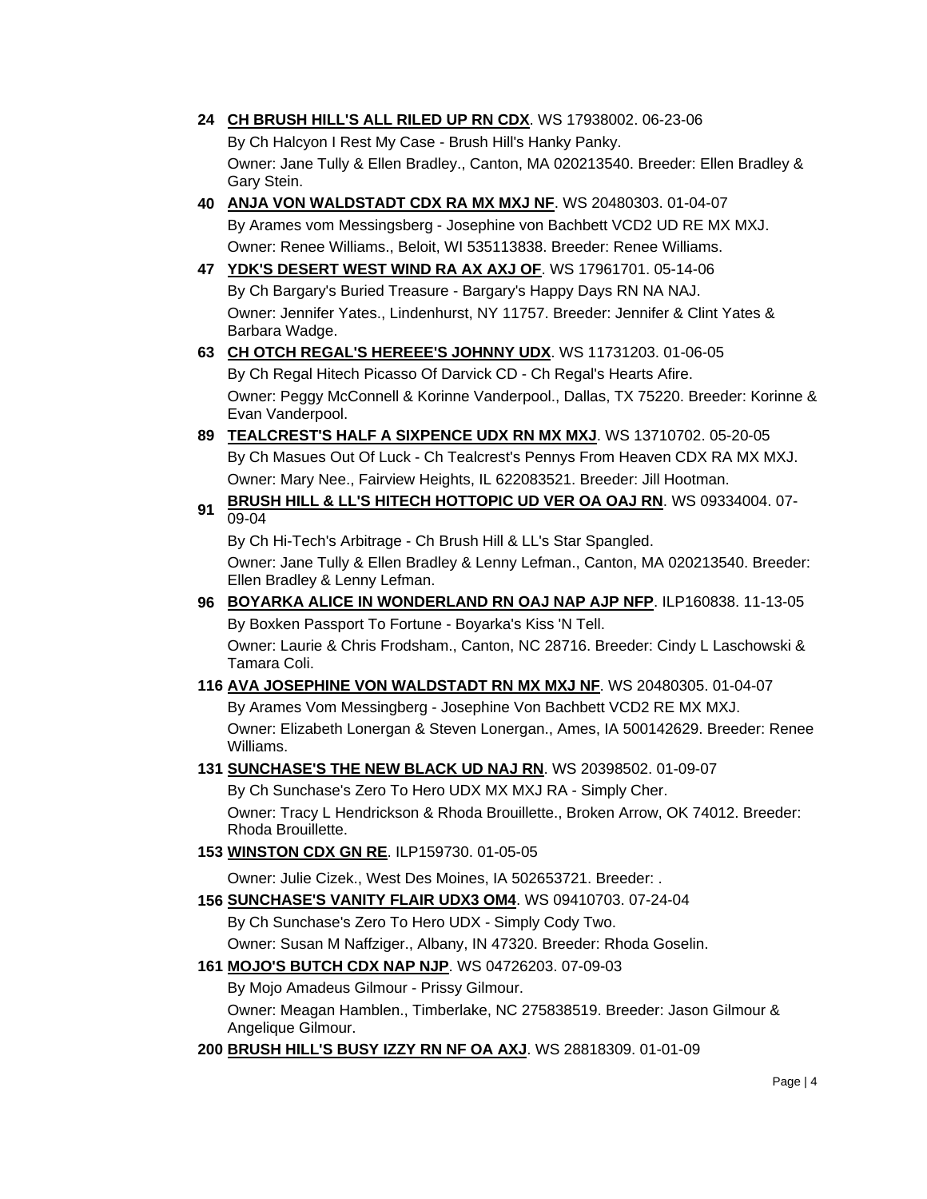**24** **CH BRUSH HILL'S ALL RILED UP RN CDX**. WS 17938002. 06-23-06

By Ch Halcyon I Rest My Case - Brush Hill's Hanky Panky.

Owner: Jane Tully & Ellen Bradley., Canton, MA 020213540. Breeder: Ellen Bradley & Gary Stein.

**40** **ANJA VON WALDSTADT CDX RA MX MXJ NF**. WS 20480303. 01-04-07

By Arames vom Messingsberg - Josephine von Bachbett VCD2 UD RE MX MXJ.

Owner: Renee Williams., Beloit, WI 535113838. Breeder: Renee Williams.

**47** **YDK'S DESERT WEST WIND RA AX AXJ OF**. WS 17961701. 05-14-06

By Ch Bargary's Buried Treasure - Bargary's Happy Days RN NA NAJ.

Owner: Jennifer Yates., Lindenhurst, NY 11757. Breeder: Jennifer & Clint Yates & Barbara Wadge.

**63** **CH OTCH REGAL'S HEREEE'S JOHNNY UDX**. WS 11731203. 01-06-05

By Ch Regal Hitech Picasso Of Darvick CD - Ch Regal's Hearts Afire.

Owner: Peggy McConnell & Korinne Vanderpool., Dallas, TX 75220. Breeder: Korinne & Evan Vanderpool.

**89** **TEALCREST'S HALF A SIXPENCE UDX RN MX MXJ**. WS 13710702. 05-20-05

By Ch Masues Out Of Luck - Ch Tealcrest's Pennys From Heaven CDX RA MX MXJ.

Owner: Mary Nee., Fairview Heights, IL 622083521. Breeder: Jill Hootman.

**91** **BRUSH HILL & LL'S HITECH HOTTOPIC UD VER OA OAJ RN**. WS 09334004. 07-09-04

By Ch Hi-Tech's Arbitrage - Ch Brush Hill & LL's Star Spangled.

Owner: Jane Tully & Ellen Bradley & Lenny Lefman., Canton, MA 020213540. Breeder: Ellen Bradley & Lenny Lefman.

**96** **BOYARKA ALICE IN WONDERLAND RN OAJ NAP AJP NFP**. ILP160838. 11-13-05

By Boxken Passport To Fortune - Boyarka's Kiss 'N Tell.

Owner: Laurie & Chris Frodsham., Canton, NC 28716. Breeder: Cindy L Laschowski & Tamara Coli.

**116** **AVA JOSEPHINE VON WALDSTADT RN MX MXJ NF**. WS 20480305. 01-04-07

By Arames Vom Messingberg - Josephine Von Bachbett VCD2 RE MX MXJ.

Owner: Elizabeth Lonergan & Steven Lonergan., Ames, IA 500142629. Breeder: Renee Williams.

**131** **SUNCHASE'S THE NEW BLACK UD NAJ RN**. WS 20398502. 01-09-07

By Ch Sunchase's Zero To Hero UDX MX MXJ RA - Simply Cher.

Owner: Tracy L Hendrickson & Rhoda Brouillette., Broken Arrow, OK 74012. Breeder: Rhoda Brouillette.

**153** **WINSTON CDX GN RE**. ILP159730. 01-05-05

Owner: Julie Cizek., West Des Moines, IA 502653721. Breeder: .

**156** **SUNCHASE'S VANITY FLAIR UDX3 OM4**. WS 09410703. 07-24-04

By Ch Sunchase's Zero To Hero UDX - Simply Cody Two.

Owner: Susan M Naffziger., Albany, IN 47320. Breeder: Rhoda Goselin.

**161** **MOJO'S BUTCH CDX NAP NJP**. WS 04726203. 07-09-03

By Mojo Amadeus Gilmour - Prissy Gilmour.

Owner: Meagan Hamblen., Timberlake, NC 275838519. Breeder: Jason Gilmour & Angelique Gilmour.

**200** **BRUSH HILL'S BUSY IZZY RN NF OA AXJ**. WS 28818309. 01-01-09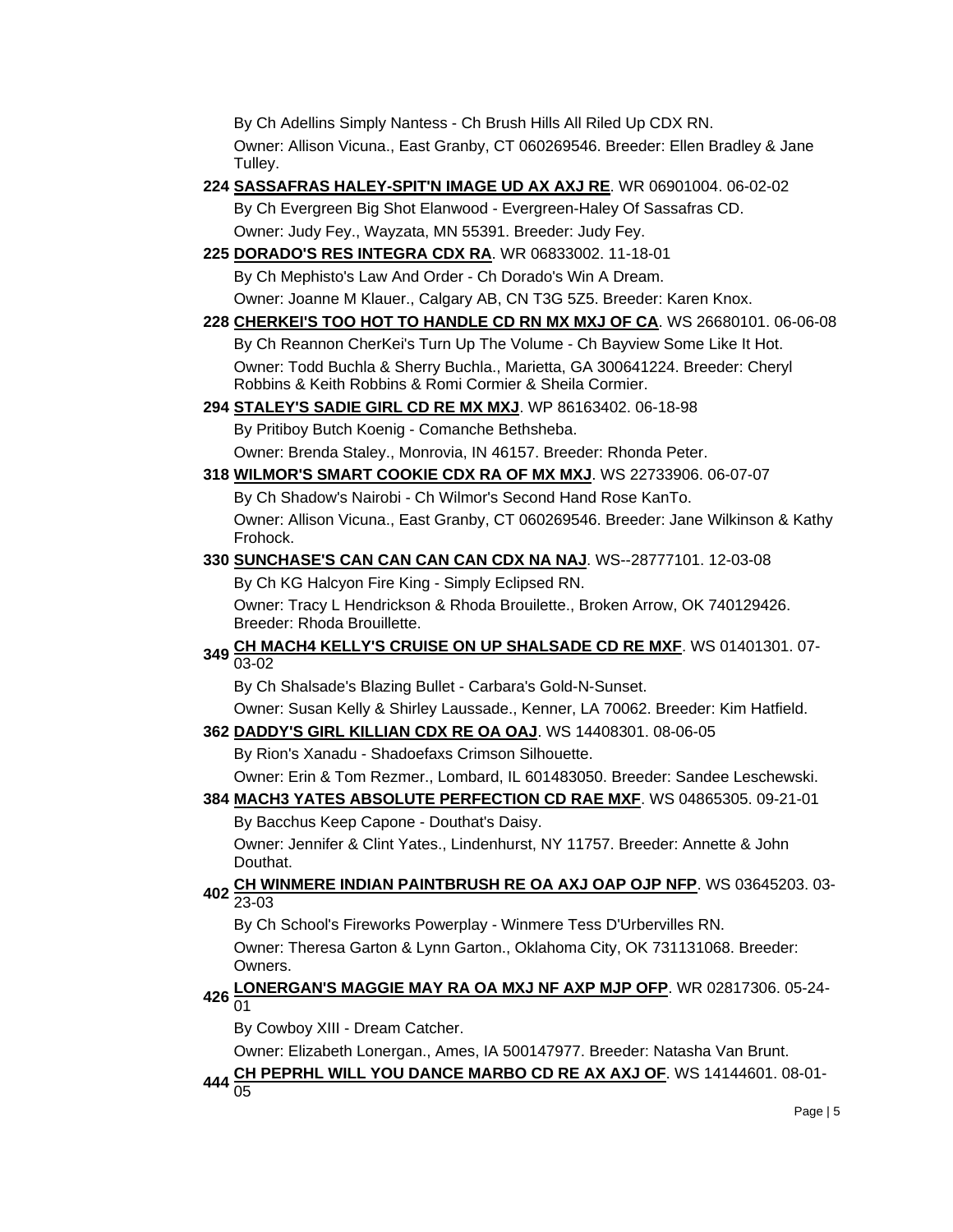By Ch Adellins Simply Nantess - Ch Brush Hills All Riled Up CDX RN.

Owner: Allison Vicuna., East Granby, CT 060269546. Breeder: Ellen Bradley & Jane Tulley.

**224** **SASSAFRAS HALEY-SPIT'N IMAGE UD AX AXJ RE**. WR 06901004. 06-02-02

By Ch Evergreen Big Shot Elanwood - Evergreen-Haley Of Sassafras CD.

Owner: Judy Fey., Wayzata, MN 55391. Breeder: Judy Fey.

**225** **DORADO'S RES INTEGRA CDX RA**. WR 06833002. 11-18-01

By Ch Mephisto's Law And Order - Ch Dorado's Win A Dream.

Owner: Joanne M Klauer., Calgary AB, CN T3G 5Z5. Breeder: Karen Knox.

**228** **CHERKEI'S TOO HOT TO HANDLE CD RN MX MXJ OF CA**. WS 26680101. 06-06-08

By Ch Reannon CherKei's Turn Up The Volume - Ch Bayview Some Like It Hot.

Owner: Todd Buchla & Sherry Buchla., Marietta, GA 300641224. Breeder: Cheryl Robbins & Keith Robbins & Romi Cormier & Sheila Cormier.

**294** **STALEY'S SADIE GIRL CD RE MX MXJ**. WP 86163402. 06-18-98

By Pritiboy Butch Koenig - Comanche Bethsheba.

Owner: Brenda Staley., Monrovia, IN 46157. Breeder: Rhonda Peter.

**318** **WILMOR'S SMART COOKIE CDX RA OF MX MXJ**. WS 22733906. 06-07-07

By Ch Shadow's Nairobi - Ch Wilmor's Second Hand Rose KanTo.

Owner: Allison Vicuna., East Granby, CT 060269546. Breeder: Jane Wilkinson & Kathy Frohock.

**330** **SUNCHASE'S CAN CAN CAN CAN CDX NA NAJ**. WS--28777101. 12-03-08

By Ch KG Halcyon Fire King - Simply Eclipsed RN.

Owner: Tracy L Hendrickson & Rhoda Brouilette., Broken Arrow, OK 740129426. Breeder: Rhoda Brouillette.

**349** **CH MACH4 KELLY'S CRUISE ON UP SHALSADE CD RE MXF**. WS 01401301. 07-03-02

By Ch Shalsade's Blazing Bullet - Carbara's Gold-N-Sunset.

Owner: Susan Kelly & Shirley Laussade., Kenner, LA 70062. Breeder: Kim Hatfield.

**362** **DADDY'S GIRL KILLIAN CDX RE OA OAJ**. WS 14408301. 08-06-05

By Rion's Xanadu - Shadoefaxs Crimson Silhouette.

Owner: Erin & Tom Rezmer., Lombard, IL 601483050. Breeder: Sandee Leschewski.

**384** **MACH3 YATES ABSOLUTE PERFECTION CD RAE MXF**. WS 04865305. 09-21-01

By Bacchus Keep Capone - Douthat's Daisy.

Owner: Jennifer & Clint Yates., Lindenhurst, NY 11757. Breeder: Annette & John Douthat.

**402** **CH WINMERE INDIAN PAINTBRUSH RE OA AXJ OAP OJP NFP**. WS 03645203. 03-23-03

By Ch School's Fireworks Powerplay - Winmere Tess D'Urbervilles RN.

Owner: Theresa Garton & Lynn Garton., Oklahoma City, OK 731131068. Breeder: Owners.

**426** **LONERGAN'S MAGGIE MAY RA OA MXJ NF AXP MJP OFP**. WR 02817306. 05-24-01

By Cowboy XIII - Dream Catcher.

Owner: Elizabeth Lonergan., Ames, IA 500147977. Breeder: Natasha Van Brunt.

**444** **CH PEPRHL WILL YOU DANCE MARBO CD RE AX AXJ OF**. WS 14144601. 08-01-05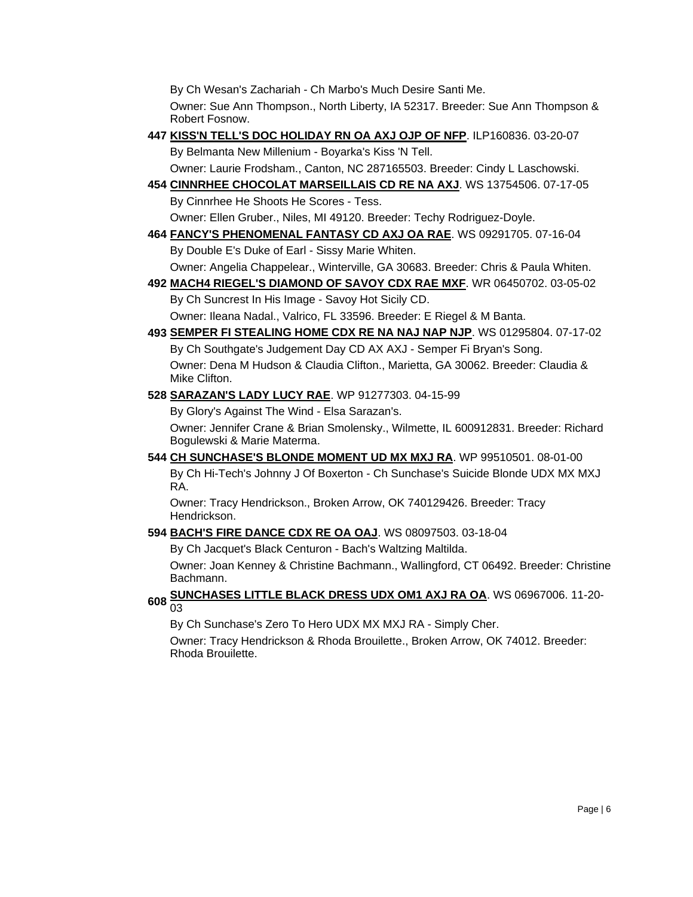By Ch Wesan's Zachariah - Ch Marbo's Much Desire Santi Me.

Owner: Sue Ann Thompson., North Liberty, IA 52317. Breeder: Sue Ann Thompson & Robert Fosnow.

**447 KISS'N TELL'S DOC HOLIDAY RN OA AXJ OJP OF NFP**. ILP160836. 03-20-07

By Belmanta New Millenium - Boyarka's Kiss 'N Tell.

Owner: Laurie Frodsham., Canton, NC 287165503. Breeder: Cindy L Laschowski.

**454 CINNRHEE CHOCOLAT MARSEILLAIS CD RE NA AXJ**. WS 13754506. 07-17-05

By Cinnrhee He Shoots He Scores - Tess.

Owner: Ellen Gruber., Niles, MI 49120. Breeder: Techy Rodriguez-Doyle.

**464 FANCY'S PHENOMENAL FANTASY CD AXJ OA RAE**. WS 09291705. 07-16-04

By Double E's Duke of Earl - Sissy Marie Whiten.

Owner: Angelia Chappelear., Winterville, GA 30683. Breeder: Chris & Paula Whiten.

**492 MACH4 RIEGEL'S DIAMOND OF SAVOY CDX RAE MXF**. WR 06450702. 03-05-02

By Ch Suncrest In His Image - Savoy Hot Sicily CD.

Owner: Ileana Nadal., Valrico, FL 33596. Breeder: E Riegel & M Banta.

**493 SEMPER FI STEALING HOME CDX RE NA NAJ NAP NJP**. WS 01295804. 07-17-02

By Ch Southgate's Judgement Day CD AX AXJ - Semper Fi Bryan's Song.

Owner: Dena M Hudson & Claudia Clifton., Marietta, GA 30062. Breeder: Claudia & Mike Clifton.

**528 SARAZAN'S LADY LUCY RAE**. WP 91277303. 04-15-99

By Glory's Against The Wind - Elsa Sarazan's.

Owner: Jennifer Crane & Brian Smolensky., Wilmette, IL 600912831. Breeder: Richard Bogulewski & Marie Materma.

**544 CH SUNCHASE'S BLONDE MOMENT UD MX MXJ RA**. WP 99510501. 08-01-00

By Ch Hi-Tech's Johnny J Of Boxerton - Ch Sunchase's Suicide Blonde UDX MX MXJ RA.

Owner: Tracy Hendrickson., Broken Arrow, OK 740129426. Breeder: Tracy Hendrickson.

**594 BACH'S FIRE DANCE CDX RE OA OAJ**. WS 08097503. 03-18-04

By Ch Jacquet's Black Centuron - Bach's Waltzing Maltilda.

Owner: Joan Kenney & Christine Bachmann., Wallingford, CT 06492. Breeder: Christine Bachmann.

**608 SUNCHASES LITTLE BLACK DRESS UDX OM1 AXJ RA OA**. WS 06967006. 11-20-03

By Ch Sunchase's Zero To Hero UDX MX MXJ RA - Simply Cher.

Owner: Tracy Hendrickson & Rhoda Brouilette., Broken Arrow, OK 74012. Breeder: Rhoda Brouilette.